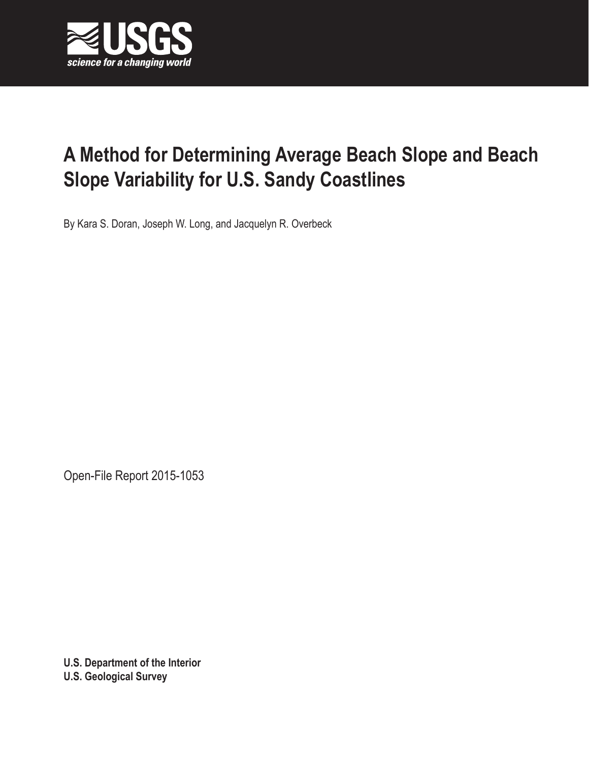# A Method for Determining Average Beach Slope and Beach Slope Variability for U.S. Sandy Coastlines

By Kara S. Doran, Joseph W. Long, and Jacquelyn R. Overbeck

Open-File Report 2015-1053

**U.S. Department of the Interior**
**U.S. Geological Survey**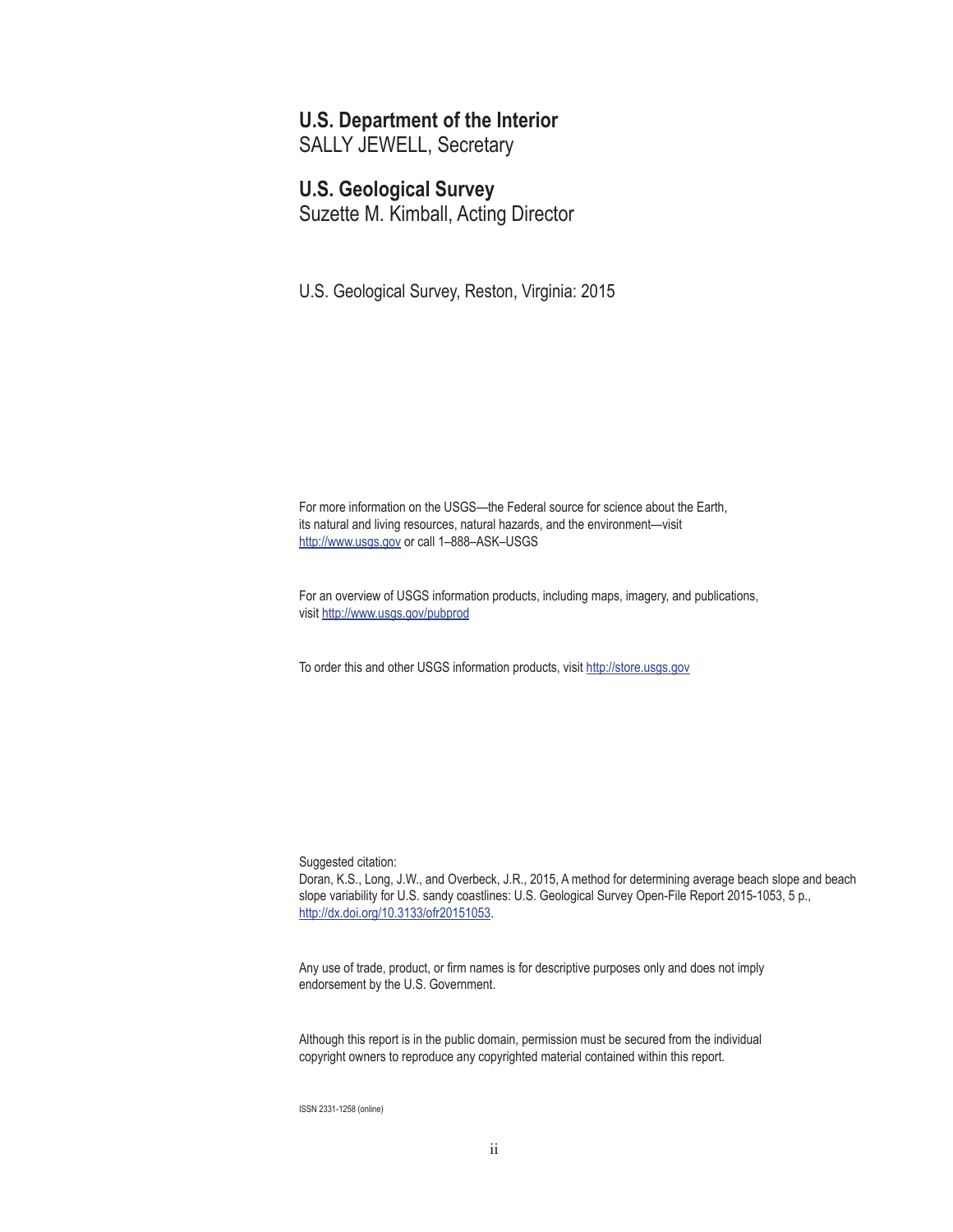**U.S. Department of the Interior**
SALLY JEWELL, Secretary

**U.S. Geological Survey**
Suzette M. Kimball, Acting Director

U.S. Geological Survey, Reston, Virginia: 2015

For more information on the USGS—the Federal source for science about the Earth, its natural and living resources, natural hazards, and the environment—visit http://www.usgs.gov or call 1–888–ASK–USGS

For an overview of USGS information products, including maps, imagery, and publications, visit http://www.usgs.gov/pubprod

To order this and other USGS information products, visit http://store.usgs.gov

Suggested citation:
Doran, K.S., Long, J.W., and Overbeck, J.R., 2015, A method for determining average beach slope and beach slope variability for U.S. sandy coastlines: U.S. Geological Survey Open-File Report 2015-1053, 5 p., http://dx.doi.org/10.3133/ofr20151053.

Any use of trade, product, or firm names is for descriptive purposes only and does not imply endorsement by the U.S. Government.

Although this report is in the public domain, permission must be secured from the individual copyright owners to reproduce any copyrighted material contained within this report.

ISSN 2331-1258 (online)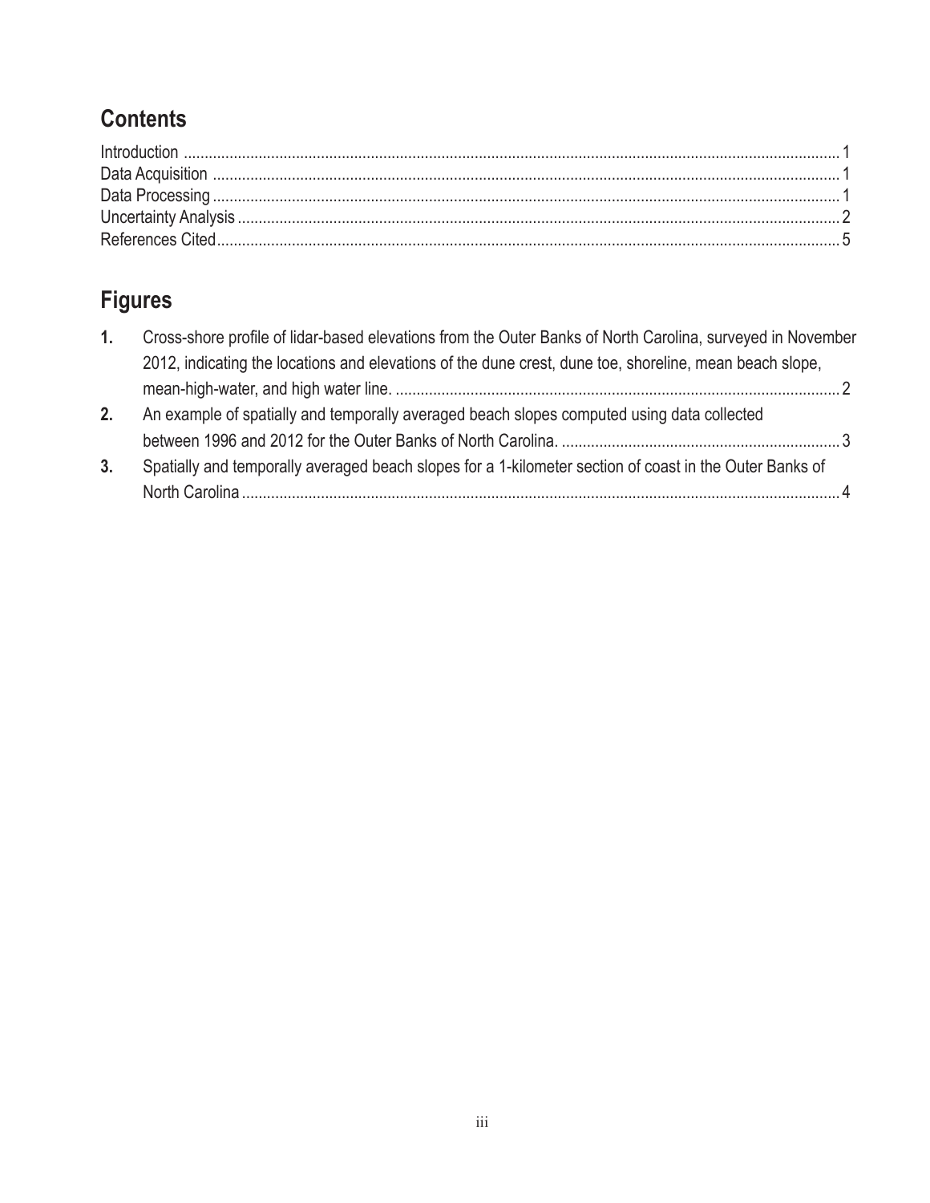## Contents

Introduction ........................................................................................................ 1
Data Acquisition .................................................................................................. 1
Data Processing ................................................................................................... 1
Uncertainty Analysis ............................................................................................. 2
References Cited................................................................................................... 5

## Figures

1. Cross-shore profile of lidar-based elevations from the Outer Banks of North Carolina, surveyed in November 2012, indicating the locations and elevations of the dune crest, dune toe, shoreline, mean beach slope, mean-high-water, and high water line. ........................................................................ 2
2. An example of spatially and temporally averaged beach slopes computed using data collected between 1996 and 2012 for the Outer Banks of North Carolina. ................................................ 3
3. Spatially and temporally averaged beach slopes for a 1-kilometer section of coast in the Outer Banks of North Carolina ........................................................................................................ 4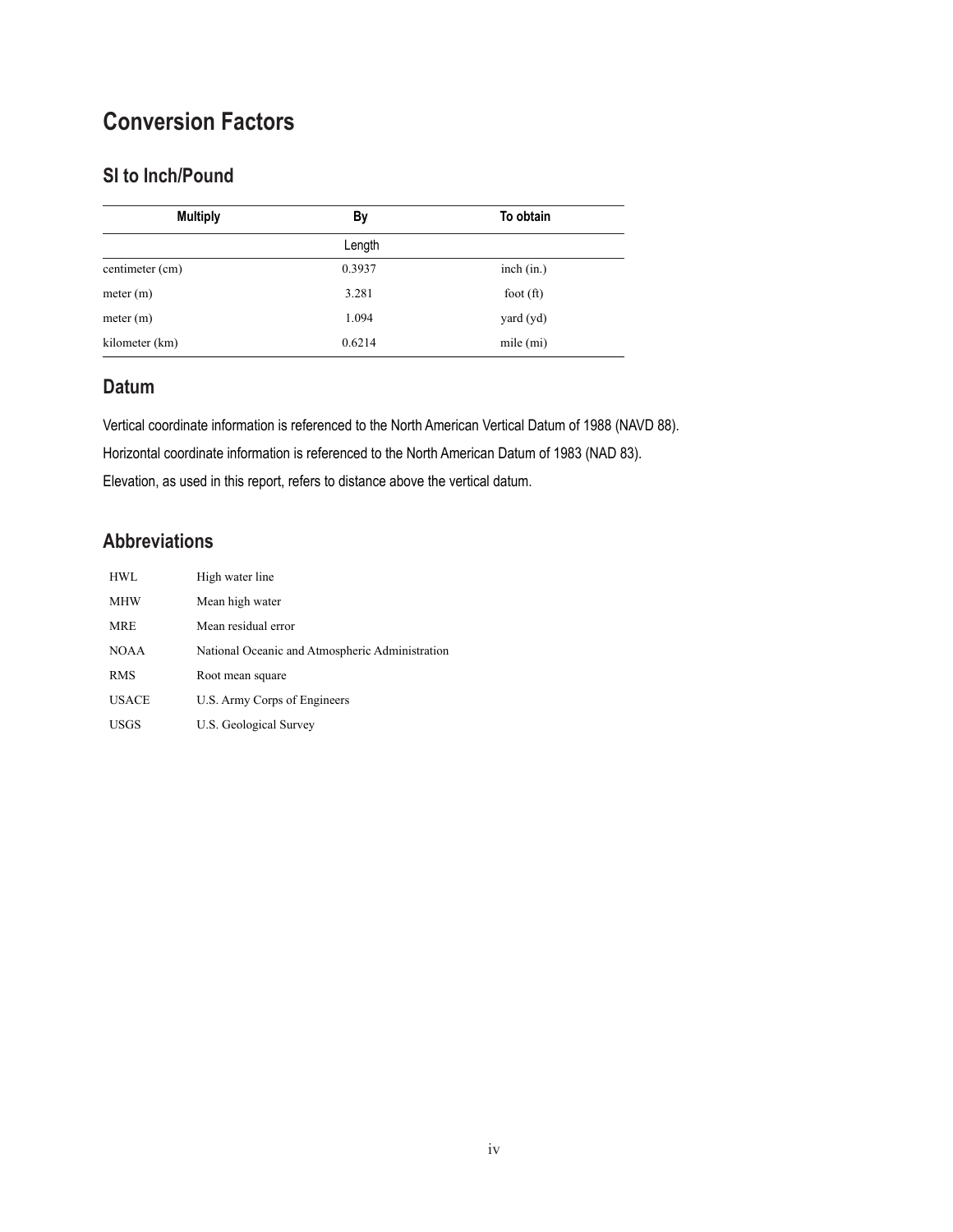# Conversion Factors

## SI to Inch/Pound

| Multiply | By | To obtain |
|---|---|---|
| | Length | |
| centimeter (cm) | 0.3937 | inch (in.) |
| meter (m) | 3.281 | foot (ft) |
| meter (m) | 1.094 | yard (yd) |
| kilometer (km) | 0.6214 | mile (mi) |

## Datum

Vertical coordinate information is referenced to the North American Vertical Datum of 1988 (NAVD 88).

Horizontal coordinate information is referenced to the North American Datum of 1983 (NAD 83).

Elevation, as used in this report, refers to distance above the vertical datum.

## Abbreviations

| | |
|---|---|
| HWL | High water line |
| MHW | Mean high water |
| MRE | Mean residual error |
| NOAA | National Oceanic and Atmospheric Administration |
| RMS | Root mean square |
| USACE | U.S. Army Corps of Engineers |
| USGS | U.S. Geological Survey |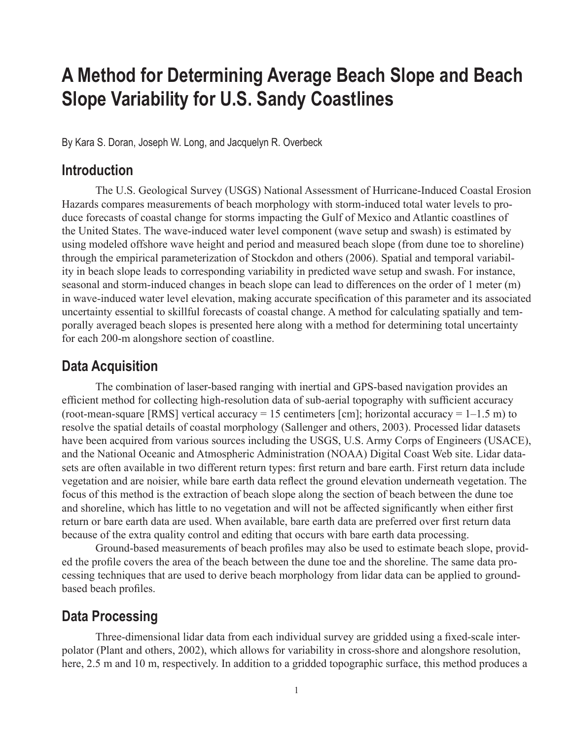# A Method for Determining Average Beach Slope and Beach Slope Variability for U.S. Sandy Coastlines

By Kara S. Doran, Joseph W. Long, and Jacquelyn R. Overbeck

## Introduction

The U.S. Geological Survey (USGS) National Assessment of Hurricane-Induced Coastal Erosion Hazards compares measurements of beach morphology with storm-induced total water levels to produce forecasts of coastal change for storms impacting the Gulf of Mexico and Atlantic coastlines of the United States. The wave-induced water level component (wave setup and swash) is estimated by using modeled offshore wave height and period and measured beach slope (from dune toe to shoreline) through the empirical parameterization of Stockdon and others (2006). Spatial and temporal variability in beach slope leads to corresponding variability in predicted wave setup and swash. For instance, seasonal and storm-induced changes in beach slope can lead to differences on the order of 1 meter (m) in wave-induced water level elevation, making accurate specification of this parameter and its associated uncertainty essential to skillful forecasts of coastal change. A method for calculating spatially and temporally averaged beach slopes is presented here along with a method for determining total uncertainty for each 200-m alongshore section of coastline.

## Data Acquisition

The combination of laser-based ranging with inertial and GPS-based navigation provides an efficient method for collecting high-resolution data of sub-aerial topography with sufficient accuracy (root-mean-square [RMS] vertical accuracy = 15 centimeters [cm]; horizontal accuracy = 1–1.5 m) to resolve the spatial details of coastal morphology (Sallenger and others, 2003). Processed lidar datasets have been acquired from various sources including the USGS, U.S. Army Corps of Engineers (USACE), and the National Oceanic and Atmospheric Administration (NOAA) Digital Coast Web site. Lidar datasets are often available in two different return types: first return and bare earth. First return data include vegetation and are noisier, while bare earth data reflect the ground elevation underneath vegetation. The focus of this method is the extraction of beach slope along the section of beach between the dune toe and shoreline, which has little to no vegetation and will not be affected significantly when either first return or bare earth data are used. When available, bare earth data are preferred over first return data because of the extra quality control and editing that occurs with bare earth data processing.

Ground-based measurements of beach profiles may also be used to estimate beach slope, provided the profile covers the area of the beach between the dune toe and the shoreline. The same data processing techniques that are used to derive beach morphology from lidar data can be applied to ground-based beach profiles.

## Data Processing

Three-dimensional lidar data from each individual survey are gridded using a fixed-scale interpolator (Plant and others, 2002), which allows for variability in cross-shore and alongshore resolution, here, 2.5 m and 10 m, respectively. In addition to a gridded topographic surface, this method produces a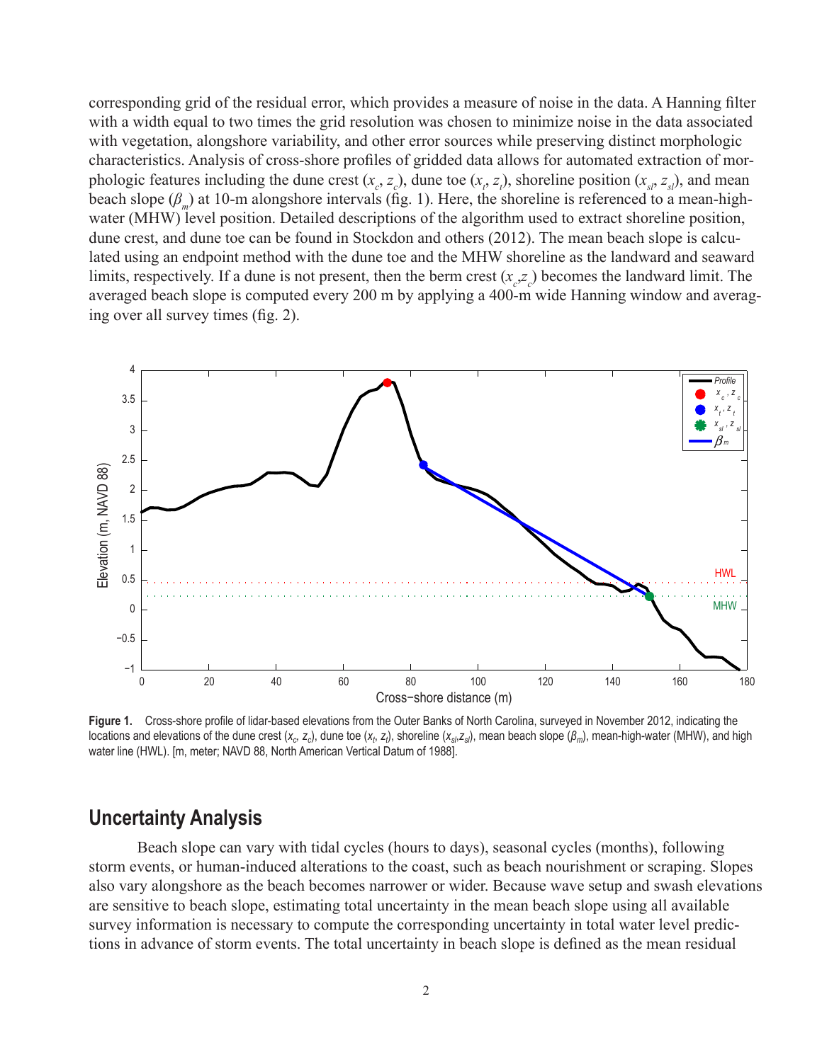corresponding grid of the residual error, which provides a measure of noise in the data. A Hanning filter with a width equal to two times the grid resolution was chosen to minimize noise in the data associated with vegetation, alongshore variability, and other error sources while preserving distinct morphologic characteristics. Analysis of cross-shore profiles of gridded data allows for automated extraction of morphologic features including the dune crest ($x_c$, $z_c$), dune toe ($x_t$, $z_t$), shoreline position ($x_{sl}$, $z_{sl}$), and mean beach slope ($\beta_m$) at 10-m alongshore intervals (fig. 1). Here, the shoreline is referenced to a mean-high-water (MHW) level position. Detailed descriptions of the algorithm used to extract shoreline position, dune crest, and dune toe can be found in Stockdon and others (2012). The mean beach slope is calculated using an endpoint method with the dune toe and the MHW shoreline as the landward and seaward limits, respectively. If a dune is not present, then the berm crest ($x_c$,$z_c$) becomes the landward limit. The averaged beach slope is computed every 200 m by applying a 400-m wide Hanning window and averaging over all survey times (fig. 2).

**Figure 1.** Cross-shore profile of lidar-based elevations from the Outer Banks of North Carolina, surveyed in November 2012, indicating the locations and elevations of the dune crest ($x_c$, $z_c$), dune toe ($x_t$, $z_t$), shoreline ($x_{sl}$,$z_{sl}$), mean beach slope ($\beta_m$), mean-high-water (MHW), and high water line (HWL). [m, meter; NAVD 88, North American Vertical Datum of 1988].

## Uncertainty Analysis

Beach slope can vary with tidal cycles (hours to days), seasonal cycles (months), following storm events, or human-induced alterations to the coast, such as beach nourishment or scraping. Slopes also vary alongshore as the beach becomes narrower or wider. Because wave setup and swash elevations are sensitive to beach slope, estimating total uncertainty in the mean beach slope using all available survey information is necessary to compute the corresponding uncertainty in total water level predictions in advance of storm events. The total uncertainty in beach slope is defined as the mean residual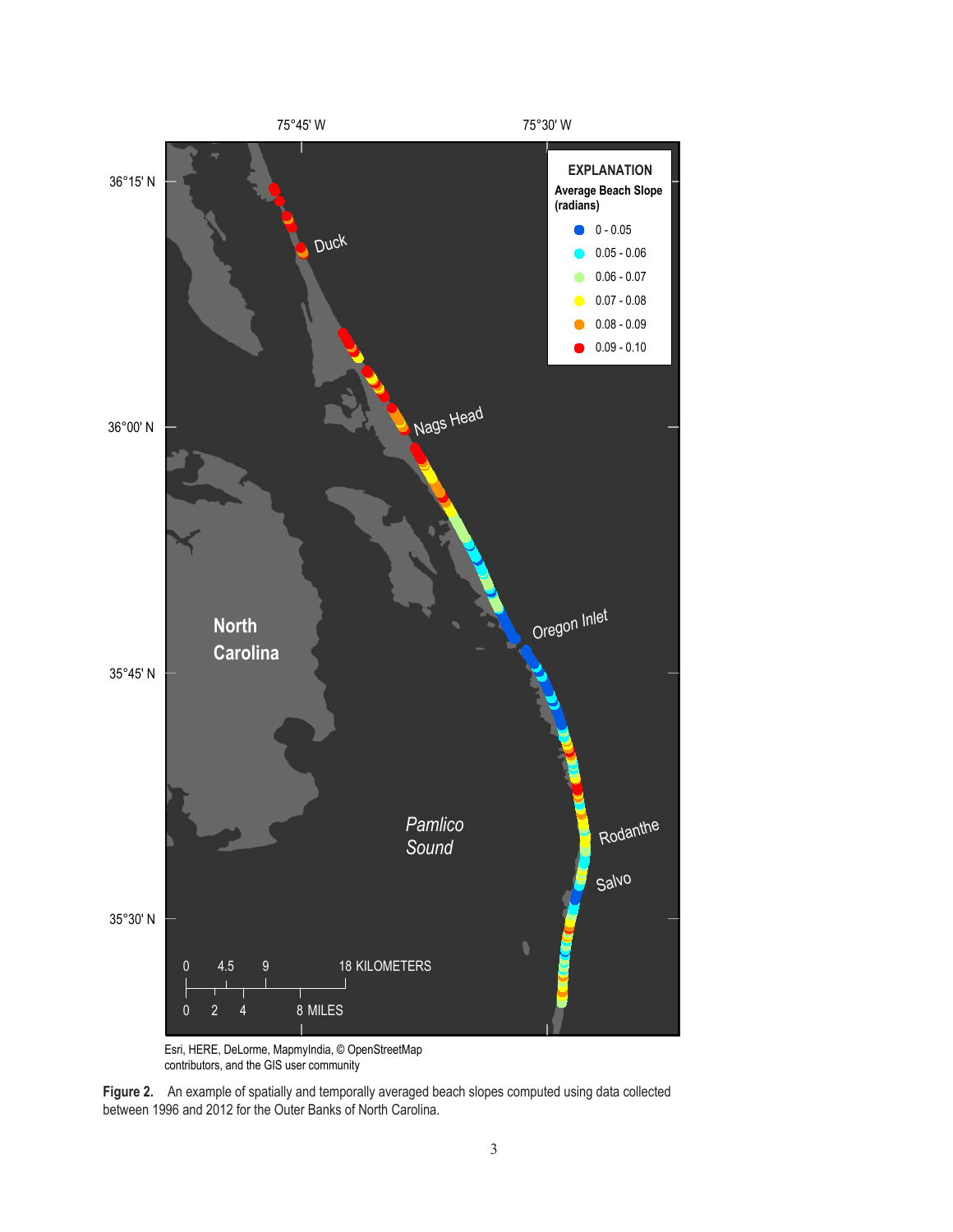Esri, HERE, DeLorme, MapmyIndia, © OpenStreetMap contributors, and the GIS user community

**Figure 2.** An example of spatially and temporally averaged beach slopes computed using data collected between 1996 and 2012 for the Outer Banks of North Carolina.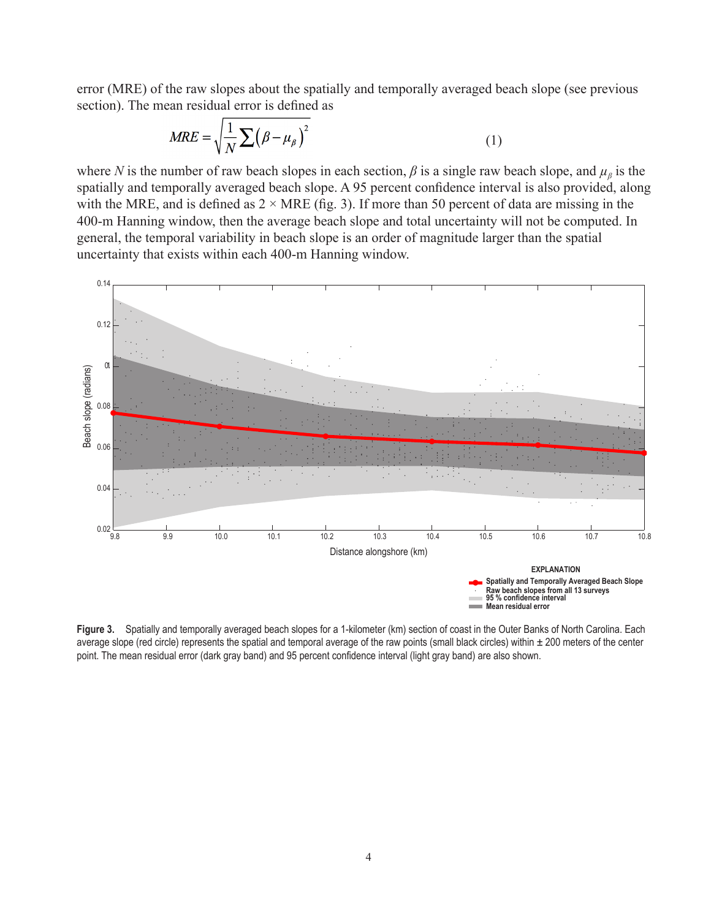error (MRE) of the raw slopes about the spatially and temporally averaged beach slope (see previous section). The mean residual error is defined as

$$MRE = \sqrt{\frac{1}{N}\sum\left(\beta - \mu_{\beta}\right)^{2}} \tag{1}$$

where $N$ is the number of raw beach slopes in each section, $\beta$ is a single raw beach slope, and $\mu_{\beta}$ is the spatially and temporally averaged beach slope. A 95 percent confidence interval is also provided, along with the MRE, and is defined as 2 × MRE (fig. 3). If more than 50 percent of data are missing in the 400-m Hanning window, then the average beach slope and total uncertainty will not be computed. In general, the temporal variability in beach slope is an order of magnitude larger than the spatial uncertainty that exists within each 400-m Hanning window.

**Figure 3.** Spatially and temporally averaged beach slopes for a 1-kilometer (km) section of coast in the Outer Banks of North Carolina. Each average slope (red circle) represents the spatial and temporal average of the raw points (small black circles) within ± 200 meters of the center point. The mean residual error (dark gray band) and 95 percent confidence interval (light gray band) are also shown.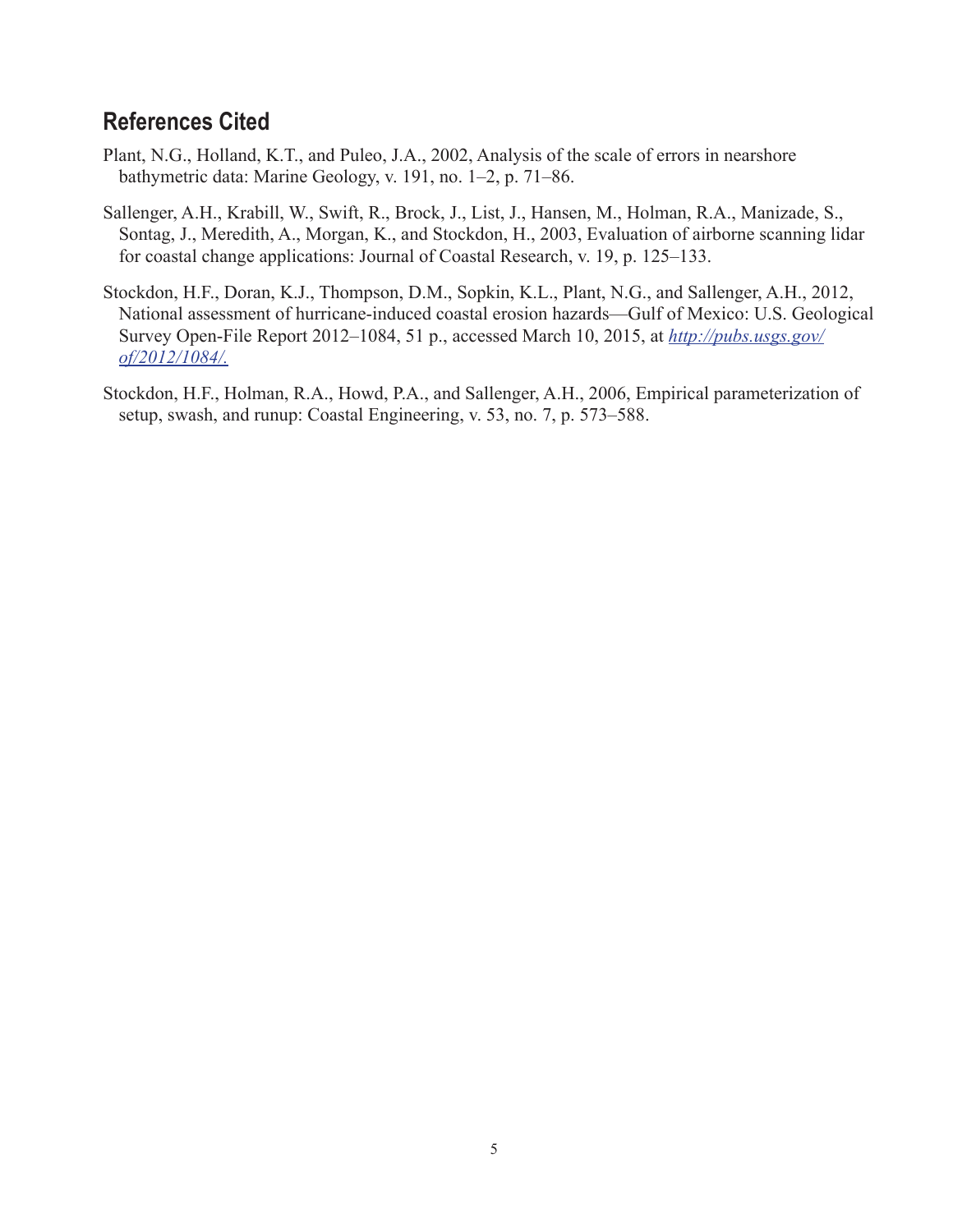## References Cited

Plant, N.G., Holland, K.T., and Puleo, J.A., 2002, Analysis of the scale of errors in nearshore bathymetric data: Marine Geology, v. 191, no. 1–2, p. 71–86.

Sallenger, A.H., Krabill, W., Swift, R., Brock, J., List, J., Hansen, M., Holman, R.A., Manizade, S., Sontag, J., Meredith, A., Morgan, K., and Stockdon, H., 2003, Evaluation of airborne scanning lidar for coastal change applications: Journal of Coastal Research, v. 19, p. 125–133.

Stockdon, H.F., Doran, K.J., Thompson, D.M., Sopkin, K.L., Plant, N.G., and Sallenger, A.H., 2012, National assessment of hurricane-induced coastal erosion hazards—Gulf of Mexico: U.S. Geological Survey Open-File Report 2012–1084, 51 p., accessed March 10, 2015, at *http://pubs.usgs.gov/of/2012/1084/.*

Stockdon, H.F., Holman, R.A., Howd, P.A., and Sallenger, A.H., 2006, Empirical parameterization of setup, swash, and runup: Coastal Engineering, v. 53, no. 7, p. 573–588.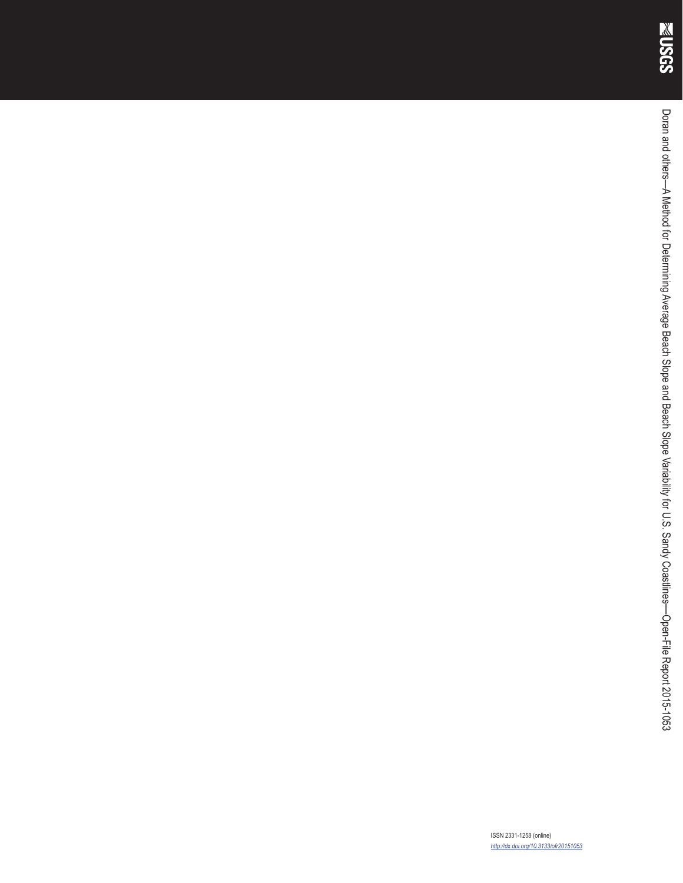USGS

Doran and others—A Method for Determining Average Beach Slope and Beach Slope Variability for U.S. Sandy Coastlines—Open-File Report 2015-1053

ISSN 2331-1258 (online)
http://dx.doi.org/10.3133/ofr20151053